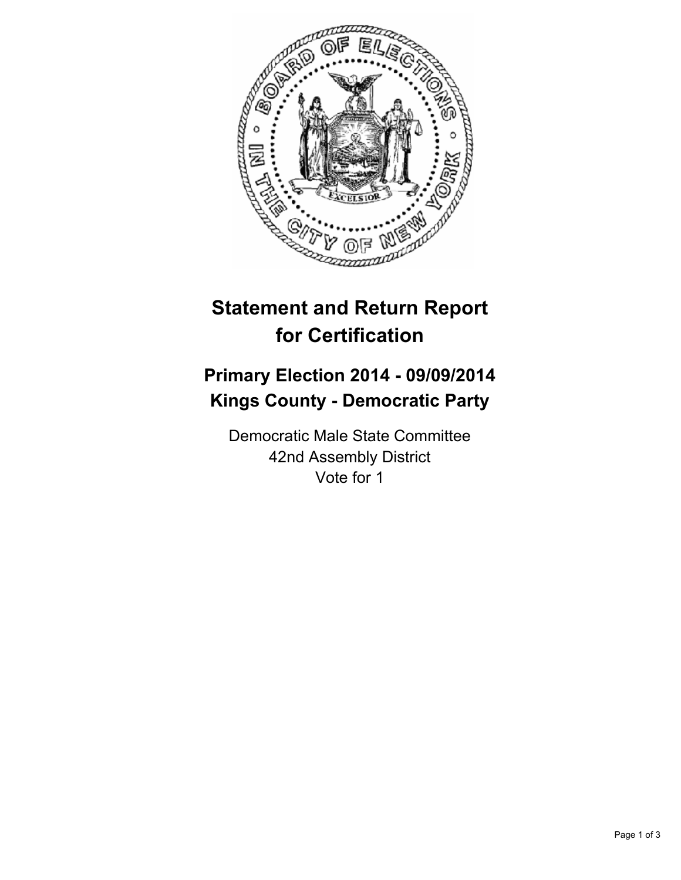# Statement and Return Report for Certification

## Primary Election 2014 - 09/09/2014
## Kings County - Democratic Party

Democratic Male State Committee
42nd Assembly District
Vote for 1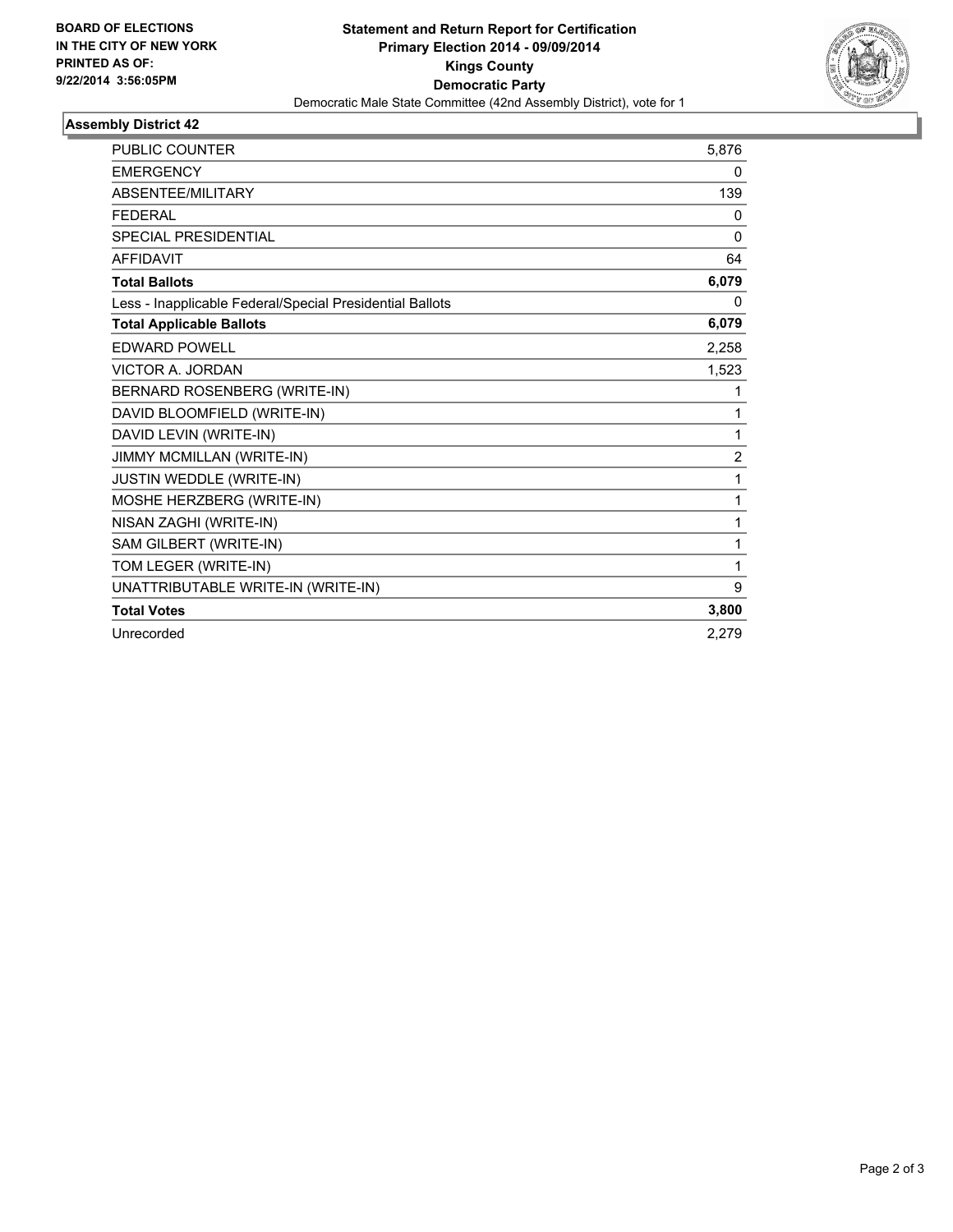**BOARD OF ELECTIONS IN THE CITY OF NEW YORK PRINTED AS OF: 9/22/2014 3:56:05PM**

**Statement and Return Report for Certification**
**Primary Election 2014 - 09/09/2014**
**Kings County**
**Democratic Party**
Democratic Male State Committee (42nd Assembly District), vote for 1

## Assembly District 42

| | |
|---|---|
| PUBLIC COUNTER | 5,876 |
| EMERGENCY | 0 |
| ABSENTEE/MILITARY | 139 |
| FEDERAL | 0 |
| SPECIAL PRESIDENTIAL | 0 |
| AFFIDAVIT | 64 |
| **Total Ballots** | **6,079** |
| Less - Inapplicable Federal/Special Presidential Ballots | 0 |
| **Total Applicable Ballots** | **6,079** |
| EDWARD POWELL | 2,258 |
| VICTOR A. JORDAN | 1,523 |
| BERNARD ROSENBERG (WRITE-IN) | 1 |
| DAVID BLOOMFIELD (WRITE-IN) | 1 |
| DAVID LEVIN (WRITE-IN) | 1 |
| JIMMY MCMILLAN (WRITE-IN) | 2 |
| JUSTIN WEDDLE (WRITE-IN) | 1 |
| MOSHE HERZBERG (WRITE-IN) | 1 |
| NISAN ZAGHI (WRITE-IN) | 1 |
| SAM GILBERT (WRITE-IN) | 1 |
| TOM LEGER (WRITE-IN) | 1 |
| UNATTRIBUTABLE WRITE-IN (WRITE-IN) | 9 |
| **Total Votes** | **3,800** |
| Unrecorded | 2,279 |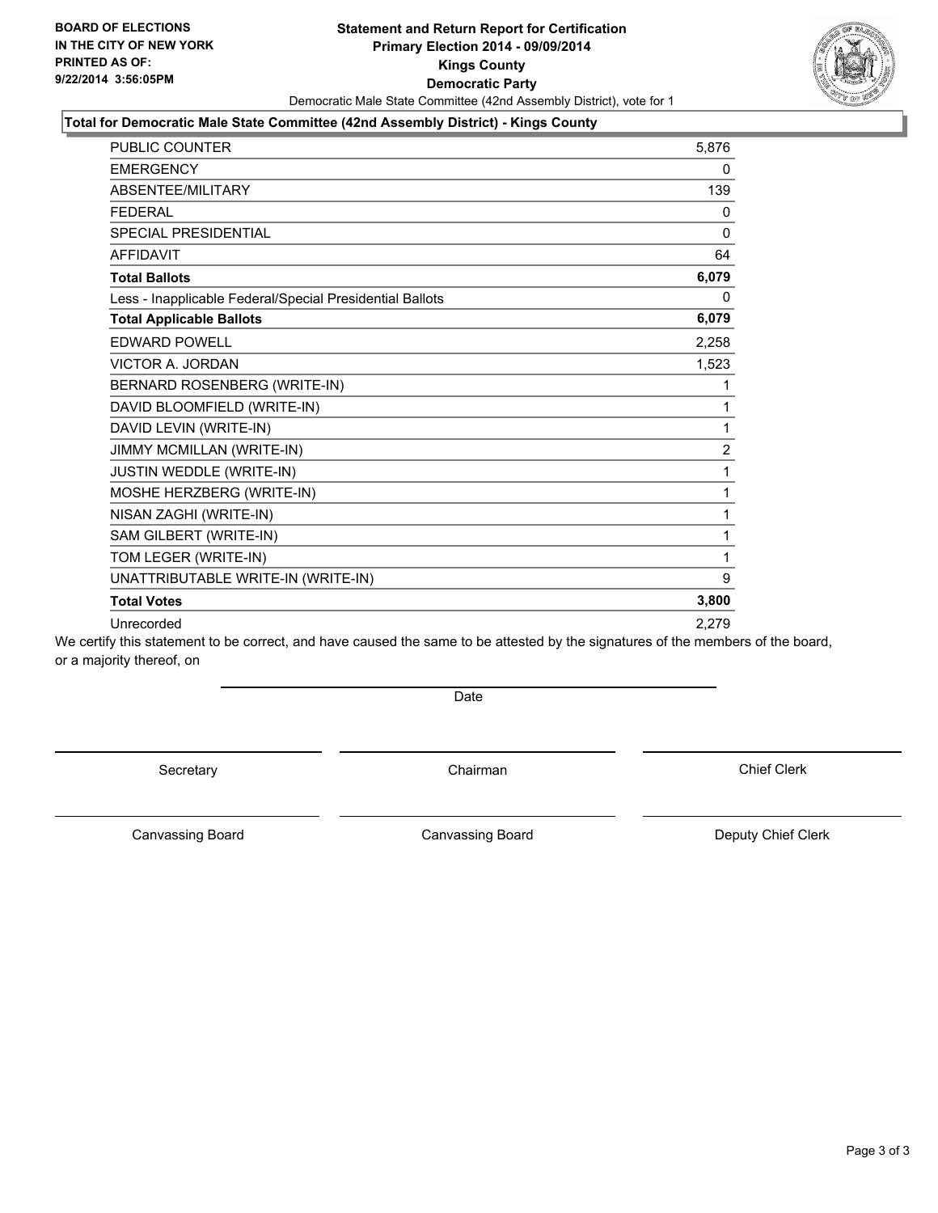**BOARD OF ELECTIONS IN THE CITY OF NEW YORK PRINTED AS OF: 9/22/2014 3:56:05PM**

**Statement and Return Report for Certification**
**Primary Election 2014 - 09/09/2014**
**Kings County**
**Democratic Party**
Democratic Male State Committee (42nd Assembly District), vote for 1

**Total for Democratic Male State Committee (42nd Assembly District) - Kings County**

| | |
|---|---|
| PUBLIC COUNTER | 5,876 |
| EMERGENCY | 0 |
| ABSENTEE/MILITARY | 139 |
| FEDERAL | 0 |
| SPECIAL PRESIDENTIAL | 0 |
| AFFIDAVIT | 64 |
| **Total Ballots** | **6,079** |
| Less - Inapplicable Federal/Special Presidential Ballots | 0 |
| **Total Applicable Ballots** | **6,079** |
| EDWARD POWELL | 2,258 |
| VICTOR A. JORDAN | 1,523 |
| BERNARD ROSENBERG (WRITE-IN) | 1 |
| DAVID BLOOMFIELD (WRITE-IN) | 1 |
| DAVID LEVIN (WRITE-IN) | 1 |
| JIMMY MCMILLAN (WRITE-IN) | 2 |
| JUSTIN WEDDLE (WRITE-IN) | 1 |
| MOSHE HERZBERG (WRITE-IN) | 1 |
| NISAN ZAGHI (WRITE-IN) | 1 |
| SAM GILBERT (WRITE-IN) | 1 |
| TOM LEGER (WRITE-IN) | 1 |
| UNATTRIBUTABLE WRITE-IN (WRITE-IN) | 9 |
| **Total Votes** | **3,800** |
| Unrecorded | 2,279 |

We certify this statement to be correct, and have caused the same to be attested by the signatures of the members of the board, or a majority thereof, on

Date

Secretary

Chairman

Chief Clerk

Canvassing Board

Canvassing Board

Deputy Chief Clerk